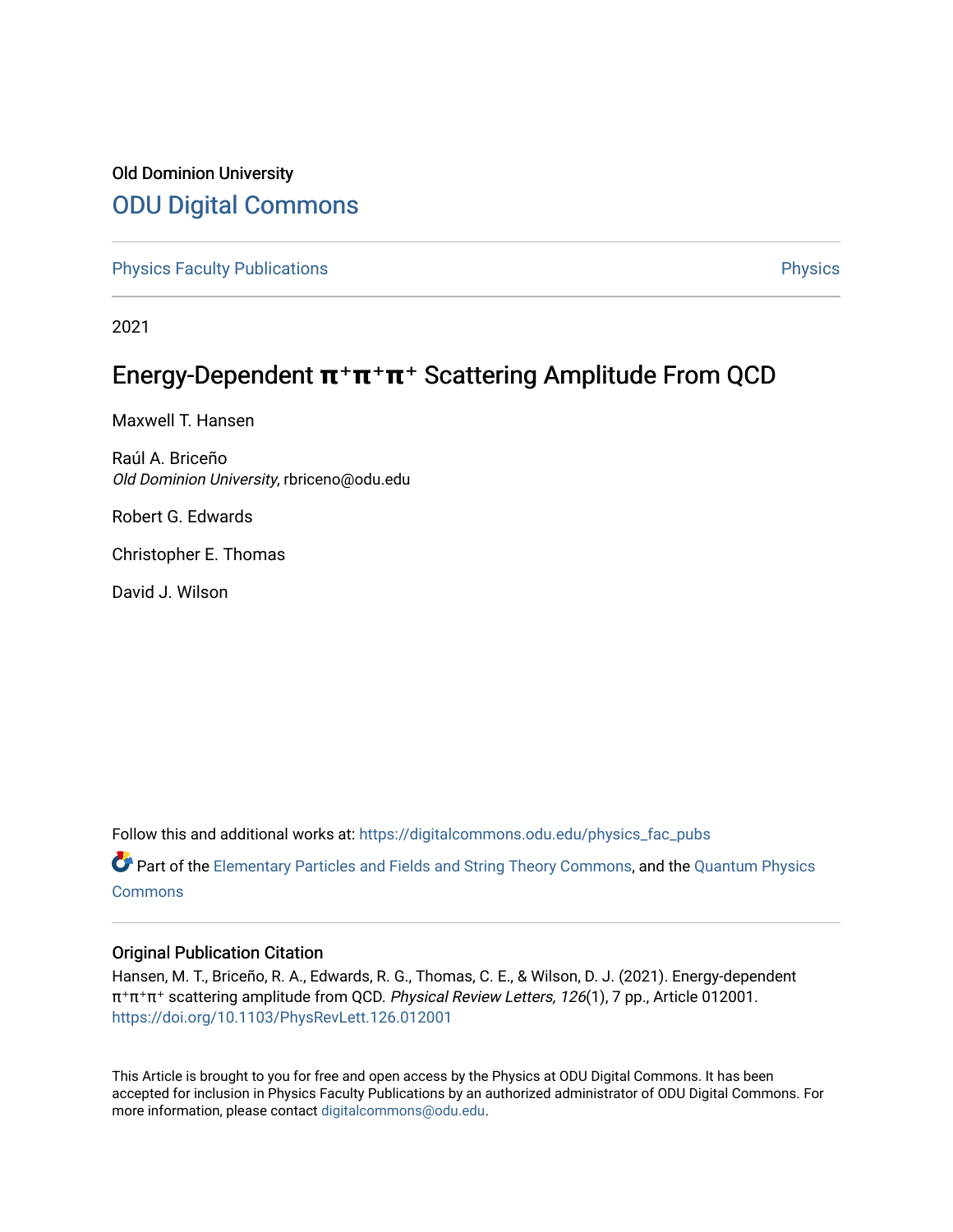Old Dominion University

# ODU Digital Commons

Physics Faculty Publications

Physics

2021

# Energy-Dependent $\pi^+\pi^+\pi^+$ Scattering Amplitude From QCD

Maxwell T. Hansen

Raúl A. Briceño
*Old Dominion University*, rbriceno@odu.edu

Robert G. Edwards

Christopher E. Thomas

David J. Wilson

Follow this and additional works at: https://digitalcommons.odu.edu/physics_fac_pubs

Part of the Elementary Particles and Fields and String Theory Commons, and the Quantum Physics Commons

## Original Publication Citation

Hansen, M. T., Briceño, R. A., Edwards, R. G., Thomas, C. E., & Wilson, D. J. (2021). Energy-dependent $\pi^+\pi^+\pi^+$ scattering amplitude from QCD. *Physical Review Letters, 126*(1), 7 pp., Article 012001. https://doi.org/10.1103/PhysRevLett.126.012001

This Article is brought to you for free and open access by the Physics at ODU Digital Commons. It has been accepted for inclusion in Physics Faculty Publications by an authorized administrator of ODU Digital Commons. For more information, please contact digitalcommons@odu.edu.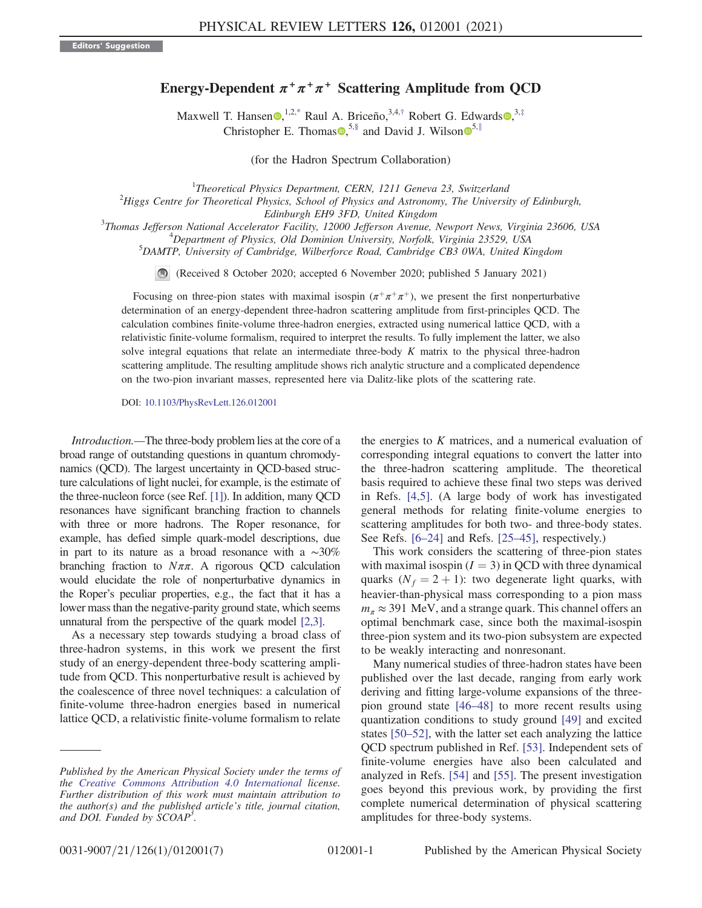Editors' Suggestion

# Energy-Dependent $\pi^+\pi^+\pi^+$ Scattering Amplitude from QCD

Maxwell T. Hansen,[1,2,*] Raul A. Briceño,[3,4,†] Robert G. Edwards,[3,‡] Christopher E. Thomas,[5,§] and David J. Wilson[5,‖]

(for the Hadron Spectrum Collaboration)

[1]Theoretical Physics Department, CERN, 1211 Geneva 23, Switzerland
[2]Higgs Centre for Theoretical Physics, School of Physics and Astronomy, The University of Edinburgh, Edinburgh EH9 3FD, United Kingdom
[3]Thomas Jefferson National Accelerator Facility, 12000 Jefferson Avenue, Newport News, Virginia 23606, USA
[4]Department of Physics, Old Dominion University, Norfolk, Virginia 23529, USA
[5]DAMTP, University of Cambridge, Wilberforce Road, Cambridge CB3 0WA, United Kingdom

(Received 8 October 2020; accepted 6 November 2020; published 5 January 2021)

Focusing on three-pion states with maximal isospin ($\pi^+\pi^+\pi^+$), we present the first nonperturbative determination of an energy-dependent three-hadron scattering amplitude from first-principles QCD. The calculation combines finite-volume three-hadron energies, extracted using numerical lattice QCD, with a relativistic finite-volume formalism, required to interpret the results. To fully implement the latter, we also solve integral equations that relate an intermediate three-body $K$ matrix to the physical three-hadron scattering amplitude. The resulting amplitude shows rich analytic structure and a complicated dependence on the two-pion invariant masses, represented here via Dalitz-like plots of the scattering rate.

DOI: 10.1103/PhysRevLett.126.012001

*Introduction.*—The three-body problem lies at the core of a broad range of outstanding questions in quantum chromodynamics (QCD). The largest uncertainty in QCD-based structure calculations of light nuclei, for example, is the estimate of the three-nucleon force (see Ref. [1]). In addition, many QCD resonances have significant branching fraction to channels with three or more hadrons. The Roper resonance, for example, has defied simple quark-model descriptions, due in part to its nature as a broad resonance with a ~30% branching fraction to $N\pi\pi$. A rigorous QCD calculation would elucidate the role of nonperturbative dynamics in the Roper's peculiar properties, e.g., the fact that it has a lower mass than the negative-parity ground state, which seems unnatural from the perspective of the quark model [2,3].

As a necessary step towards studying a broad class of three-hadron systems, in this work we present the first study of an energy-dependent three-body scattering amplitude from QCD. This nonperturbative result is achieved by the coalescence of three novel techniques: a calculation of finite-volume three-hadron energies based in numerical lattice QCD, a relativistic finite-volume formalism to relate the energies to $K$ matrices, and a numerical evaluation of corresponding integral equations to convert the latter into the three-hadron scattering amplitude. The theoretical basis required to achieve these final two steps was derived in Refs. [4,5]. (A large body of work has investigated general methods for relating finite-volume energies to scattering amplitudes for both two- and three-body states. See Refs. [6–24] and Refs. [25–45], respectively.)

This work considers the scattering of three-pion states with maximal isospin ($I = 3$) in QCD with three dynamical quarks ($N_f = 2 + 1$): two degenerate light quarks, with heavier-than-physical mass corresponding to a pion mass $m_\pi \approx 391$ MeV, and a strange quark. This channel offers an optimal benchmark case, since both the maximal-isospin three-pion system and its two-pion subsystem are expected to be weakly interacting and nonresonant.

Many numerical studies of three-hadron states have been published over the last decade, ranging from early work deriving and fitting large-volume expansions of the three-pion ground state [46–48] to more recent results using quantization conditions to study ground [49] and excited states [50–52], with the latter set each analyzing the lattice QCD spectrum published in Ref. [53]. Independent sets of finite-volume energies have also been calculated and analyzed in Refs. [54] and [55]. The present investigation goes beyond this previous work, by providing the first complete numerical determination of physical scattering amplitudes for three-body systems.

---

*Published by the American Physical Society under the terms of the Creative Commons Attribution 4.0 International license. Further distribution of this work must maintain attribution to the author(s) and the published article's title, journal citation, and DOI. Funded by SCOAP[3].*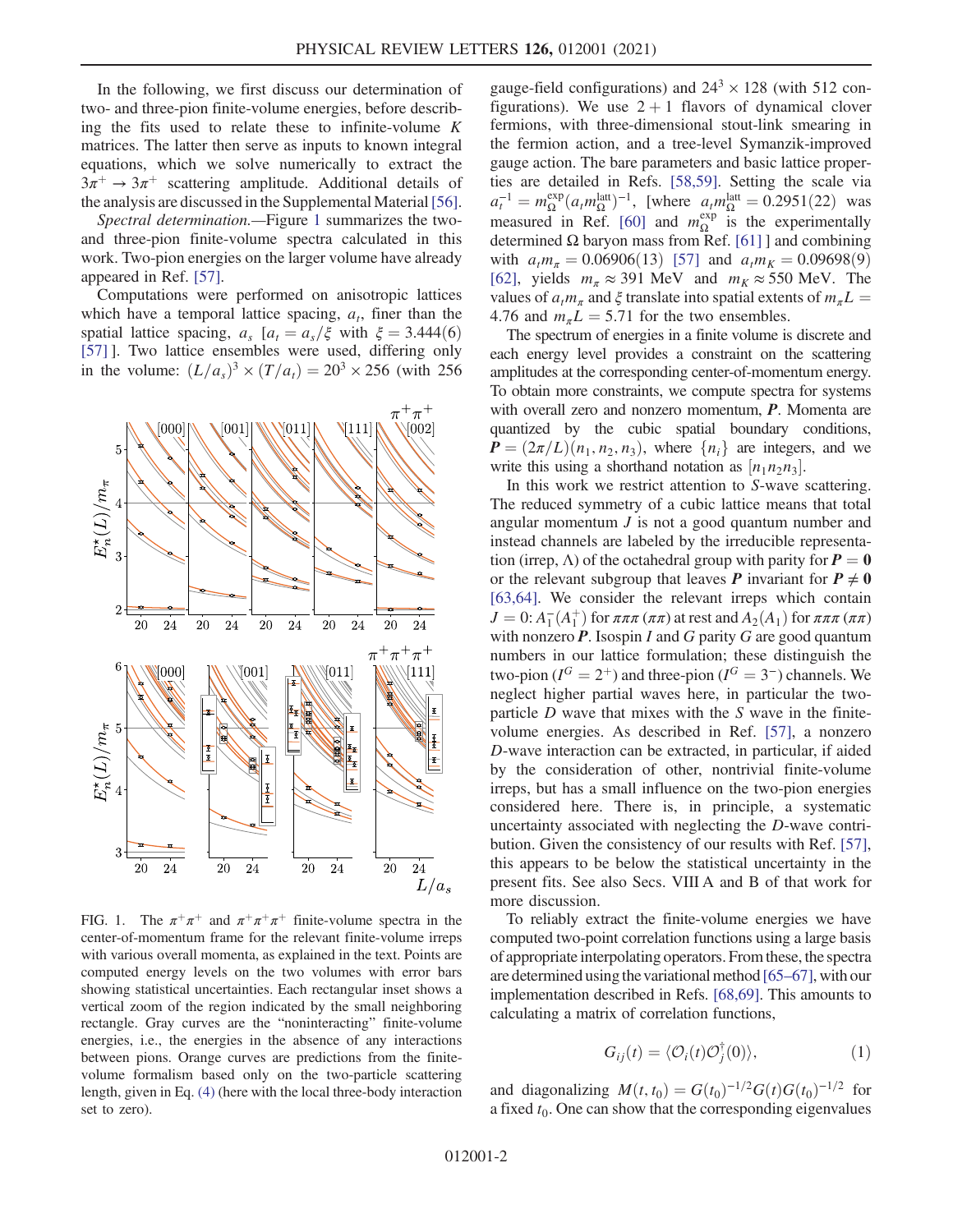In the following, we first discuss our determination of two- and three-pion finite-volume energies, before describing the fits used to relate these to infinite-volume $K$ matrices. The latter then serve as inputs to known integral equations, which we solve numerically to extract the $3\pi^+ \to 3\pi^+$ scattering amplitude. Additional details of the analysis are discussed in the Supplemental Material [56].

*Spectral determination.*—Figure 1 summarizes the two- and three-pion finite-volume spectra calculated in this work. Two-pion energies on the larger volume have already appeared in Ref. [57].

Computations were performed on anisotropic lattices which have a temporal lattice spacing, $a_t$, finer than the spatial lattice spacing, $a_s$ [$a_t = a_s/\xi$ with $\xi = 3.444(6)$ [57] ]. Two lattice ensembles were used, differing only in the volume: $(L/a_s)^3 \times (T/a_t) = 20^3 \times 256$ (with 256 gauge-field configurations) and $24^3 \times 128$ (with 512 configurations). We use $2+1$ flavors of dynamical clover fermions, with three-dimensional stout-link smearing in the fermion action, and a tree-level Symanzik-improved gauge action. The bare parameters and basic lattice properties are detailed in Refs. [58,59]. Setting the scale via $a_t^{-1} = m_\Omega^{\mathrm{exp}}(a_t m_\Omega^{\mathrm{latt}})^{-1}$, [where $a_t m_\Omega^{\mathrm{latt}} = 0.2951(22)$ was measured in Ref. [60] and $m_\Omega^{\mathrm{exp}}$ is the experimentally determined $\Omega$ baryon mass from Ref. [61] ] and combining with $a_t m_\pi = 0.06906(13)$ [57] and $a_t m_K = 0.09698(9)$ [62], yields $m_\pi \approx 391$ MeV and $m_K \approx 550$ MeV. The values of $a_t m_\pi$ and $\xi$ translate into spatial extents of $m_\pi L = 4.76$ and $m_\pi L = 5.71$ for the two ensembles.

FIG. 1. The $\pi^+\pi^+$ and $\pi^+\pi^+\pi^+$ finite-volume spectra in the center-of-momentum frame for the relevant finite-volume irreps with various overall momenta, as explained in the text. Points are computed energy levels on the two volumes with error bars showing statistical uncertainties. Each rectangular inset shows a vertical zoom of the region indicated by the small neighboring rectangle. Gray curves are the "noninteracting" finite-volume energies, i.e., the energies in the absence of any interactions between pions. Orange curves are predictions from the finite-volume formalism based only on the two-particle scattering length, given in Eq. (4) (here with the local three-body interaction set to zero).

The spectrum of energies in a finite volume is discrete and each energy level provides a constraint on the scattering amplitudes at the corresponding center-of-momentum energy. To obtain more constraints, we compute spectra for systems with overall zero and nonzero momentum, $\boldsymbol{P}$. Momenta are quantized by the cubic spatial boundary conditions, $\boldsymbol{P} = (2\pi/L)(n_1, n_2, n_3)$, where $\{n_i\}$ are integers, and we write this using a shorthand notation as $[n_1 n_2 n_3]$.

In this work we restrict attention to $S$-wave scattering. The reduced symmetry of a cubic lattice means that total angular momentum $J$ is not a good quantum number and instead channels are labeled by the irreducible representation (irrep, $\Lambda$) of the octahedral group with parity for $\boldsymbol{P} = \boldsymbol{0}$ or the relevant subgroup that leaves $\boldsymbol{P}$ invariant for $\boldsymbol{P} \neq \boldsymbol{0}$ [63,64]. We consider the relevant irreps which contain $J = 0$: $A_1^-(A_1^+)$ for $\pi\pi\pi$ $(\pi\pi)$ at rest and $A_2(A_1)$ for $\pi\pi\pi$ $(\pi\pi)$ with nonzero $\boldsymbol{P}$. Isospin $I$ and $G$ parity $G$ are good quantum numbers in our lattice formulation; these distinguish the two-pion ($I^G = 2^+$) and three-pion ($I^G = 3^-$) channels. We neglect higher partial waves here, in particular the two-particle $D$ wave that mixes with the $S$ wave in the finite-volume energies. As described in Ref. [57], a nonzero $D$-wave interaction can be extracted, in particular, if aided by the consideration of other, nontrivial finite-volume irreps, but has a small influence on the two-pion energies considered here. There is, in principle, a systematic uncertainty associated with neglecting the $D$-wave contribution. Given the consistency of our results with Ref. [57], this appears to be below the statistical uncertainty in the present fits. See also Secs. VIII A and B of that work for more discussion.

To reliably extract the finite-volume energies we have computed two-point correlation functions using a large basis of appropriate interpolating operators. From these, the spectra are determined using the variational method [65–67], with our implementation described in Refs. [68,69]. This amounts to calculating a matrix of correlation functions,

$$G_{ij}(t) = \langle \mathcal{O}_i(t) \mathcal{O}_j^\dagger(0) \rangle, \tag{1}$$

and diagonalizing $M(t, t_0) = G(t_0)^{-1/2} G(t) G(t_0)^{-1/2}$ for a fixed $t_0$. One can show that the corresponding eigenvalues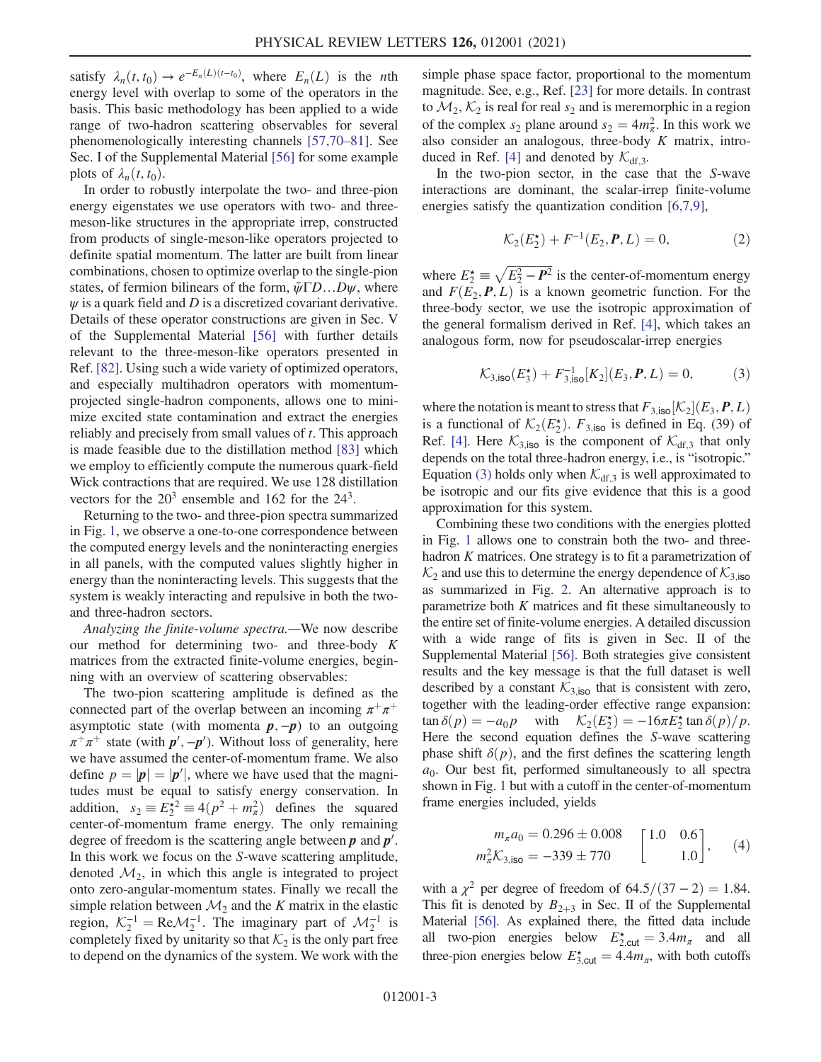satisfy $\lambda_n(t, t_0) \to e^{-E_n(L)(t-t_0)}$, where $E_n(L)$ is the $n$th energy level with overlap to some of the operators in the basis. This basic methodology has been applied to a wide range of two-hadron scattering observables for several phenomenologically interesting channels [57,70–81]. See Sec. I of the Supplemental Material [56] for some example plots of $\lambda_n(t, t_0)$.

In order to robustly interpolate the two- and three-pion energy eigenstates we use operators with two- and three-meson-like structures in the appropriate irrep, constructed from products of single-meson-like operators projected to definite spatial momentum. The latter are built from linear combinations, chosen to optimize overlap to the single-pion states, of fermion bilinears of the form, $\bar{\psi}\Gamma D \ldots D\psi$, where $\psi$ is a quark field and $D$ is a discretized covariant derivative. Details of these operator constructions are given in Sec. V of the Supplemental Material [56] with further details relevant to the three-meson-like operators presented in Ref. [82]. Using such a wide variety of optimized operators, and especially multihadron operators with momentum-projected single-hadron components, allows one to minimize excited state contamination and extract the energies reliably and precisely from small values of $t$. This approach is made feasible due to the distillation method [83] which we employ to efficiently compute the numerous quark-field Wick contractions that are required. We use 128 distillation vectors for the $20^3$ ensemble and 162 for the $24^3$.

Returning to the two- and three-pion spectra summarized in Fig. 1, we observe a one-to-one correspondence between the computed energy levels and the noninteracting energies in all panels, with the computed values slightly higher in energy than the noninteracting levels. This suggests that the system is weakly interacting and repulsive in both the two- and three-hadron sectors.

*Analyzing the finite-volume spectra.*—We now describe our method for determining two- and three-body $K$ matrices from the extracted finite-volume energies, beginning with an overview of scattering observables:

The two-pion scattering amplitude is defined as the connected part of the overlap between an incoming $\pi^+\pi^+$ asymptotic state (with momenta $\boldsymbol{p}, -\boldsymbol{p}$) to an outgoing $\pi^+\pi^+$ state (with $\boldsymbol{p}', -\boldsymbol{p}'$). Without loss of generality, here we have assumed the center-of-momentum frame. We also define $p = |\boldsymbol{p}| = |\boldsymbol{p}'|$, where we have used that the magnitudes must be equal to satisfy energy conservation. In addition, $s_2 \equiv E_2^{\star 2} \equiv 4(p^2 + m_\pi^2)$ defines the squared center-of-momentum frame energy. The only remaining degree of freedom is the scattering angle between $\boldsymbol{p}$ and $\boldsymbol{p}'$. In this work we focus on the $S$-wave scattering amplitude, denoted $\mathcal{M}_2$, in which this angle is integrated to project onto zero-angular-momentum states. Finally we recall the simple relation between $\mathcal{M}_2$ and the $K$ matrix in the elastic region, $\mathcal{K}_2^{-1} = \mathrm{Re}\mathcal{M}_2^{-1}$. The imaginary part of $\mathcal{M}_2^{-1}$ is completely fixed by unitarity so that $\mathcal{K}_2$ is the only part free to depend on the dynamics of the system. We work with the simple phase space factor, proportional to the momentum magnitude. See, e.g., Ref. [23] for more details. In contrast to $\mathcal{M}_2$, $\mathcal{K}_2$ is real for real $s_2$ and is meremorphic in a region of the complex $s_2$ plane around $s_2 = 4m_\pi^2$. In this work we also consider an analogous, three-body $K$ matrix, introduced in Ref. [4] and denoted by $\mathcal{K}_{\mathrm{df},3}$.

In the two-pion sector, in the case that the $S$-wave interactions are dominant, the scalar-irrep finite-volume energies satisfy the quantization condition [6,7,9],

$$\mathcal{K}_2(E_2^\star) + F^{-1}(E_2, \boldsymbol{P}, L) = 0, \tag{2}$$

where $E_2^\star \equiv \sqrt{E_2^2 - \boldsymbol{P}^2}$ is the center-of-momentum energy and $F(E_2, \boldsymbol{P}, L)$ is a known geometric function. For the three-body sector, we use the isotropic approximation of the general formalism derived in Ref. [4], which takes an analogous form, now for pseudoscalar-irrep energies

$$\mathcal{K}_{3,\mathrm{iso}}(E_3^\star) + F_{3,\mathrm{iso}}^{-1}[\mathcal{K}_2](E_3, \boldsymbol{P}, L) = 0, \tag{3}$$

where the notation is meant to stress that $F_{3,\mathrm{iso}}[\mathcal{K}_2](E_3, \boldsymbol{P}, L)$ is a functional of $\mathcal{K}_2(E_2^\star)$. $F_{3,\mathrm{iso}}$ is defined in Eq. (39) of Ref. [4]. Here $\mathcal{K}_{3,\mathrm{iso}}$ is the component of $\mathcal{K}_{\mathrm{df},3}$ that only depends on the total three-hadron energy, i.e., is "isotropic." Equation (3) holds only when $\mathcal{K}_{\mathrm{df},3}$ is well approximated to be isotropic and our fits give evidence that this is a good approximation for this system.

Combining these two conditions with the energies plotted in Fig. 1 allows one to constrain both the two- and three-hadron $K$ matrices. One strategy is to fit a parametrization of $\mathcal{K}_2$ and use this to determine the energy dependence of $\mathcal{K}_{3,\mathrm{iso}}$ as summarized in Fig. 2. An alternative approach is to parametrize both $K$ matrices and fit these simultaneously to the entire set of finite-volume energies. A detailed discussion with a wide range of fits is given in Sec. II of the Supplemental Material [56]. Both strategies give consistent results and the key message is that the full dataset is well described by a constant $\mathcal{K}_{3,\mathrm{iso}}$ that is consistent with zero, together with the leading-order effective range expansion: $\tan\delta(p) = -a_0 p$ with $\mathcal{K}_2(E_2^\star) = -16\pi E_2^\star \tan\delta(p)/p$. Here the second equation defines the $S$-wave scattering phase shift $\delta(p)$, and the first defines the scattering length $a_0$. Our best fit, performed simultaneously to all spectra shown in Fig. 1 but with a cutoff in the center-of-momentum frame energies included, yields

$$\begin{aligned} m_\pi a_0 &= 0.296 \pm 0.008 \\ m_\pi^2 \mathcal{K}_{3,\mathrm{iso}} &= -339 \pm 770 \end{aligned} \quad \begin{bmatrix} 1.0 & 0.6 \\ & 1.0 \end{bmatrix}, \tag{4}$$

with a $\chi^2$ per degree of freedom of $64.5/(37-2) = 1.84$. This fit is denoted by $B_{2+3}$ in Sec. II of the Supplemental Material [56]. As explained there, the fitted data include all two-pion energies below $E_{2,\mathrm{cut}}^\star = 3.4 m_\pi$ and all three-pion energies below $E_{3,\mathrm{cut}}^\star = 4.4 m_\pi$, with both cutoffs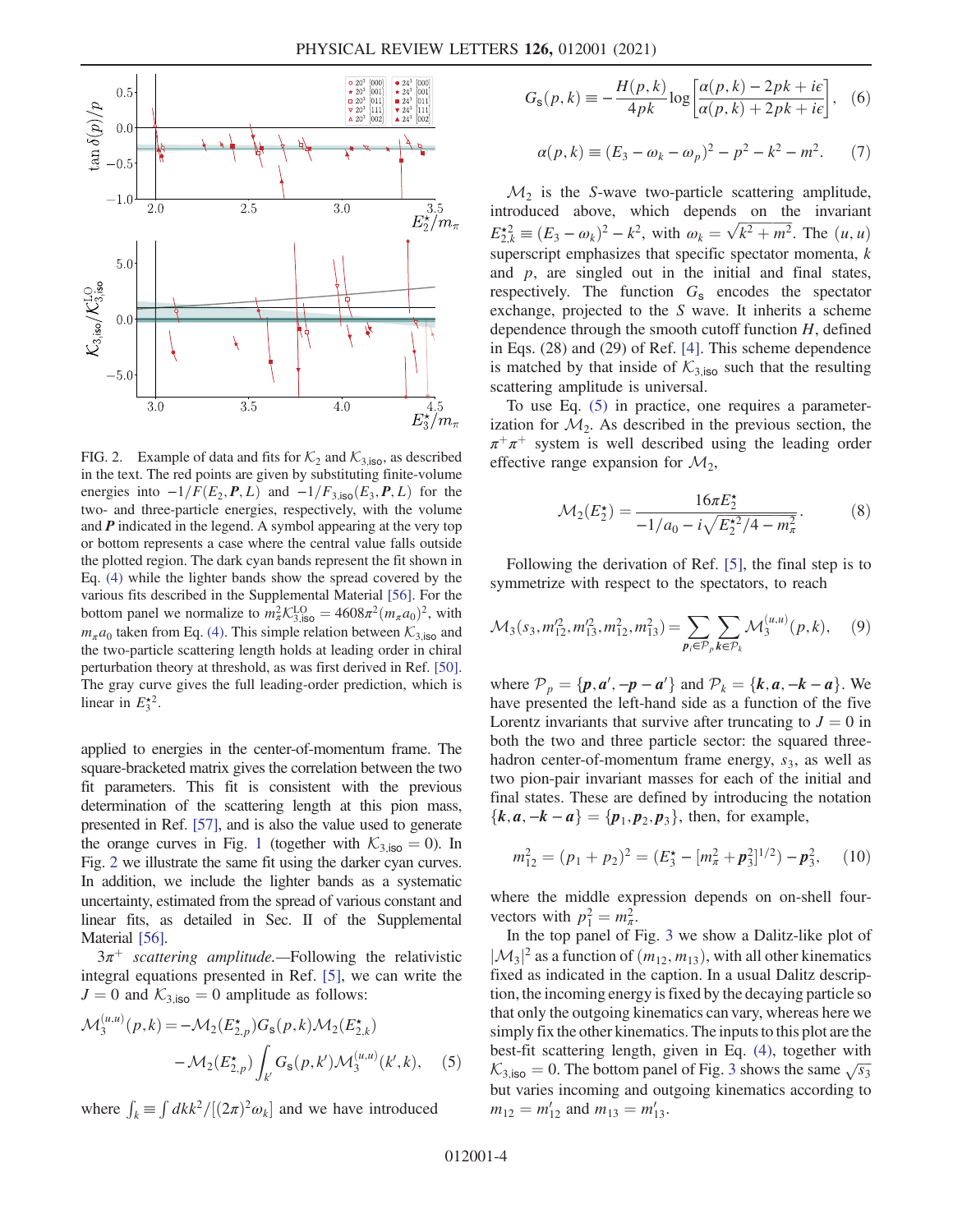FIG. 2. Example of data and fits for $\mathcal{K}_2$ and $\mathcal{K}_{3,\mathsf{iso}}$, as described in the text. The red points are given by substituting finite-volume energies into $-1/F(E_2,\boldsymbol{P},L)$ and $-1/F_{3,\mathsf{iso}}(E_3,\boldsymbol{P},L)$ for the two- and three-particle energies, respectively, with the volume and $\boldsymbol{P}$ indicated in the legend. A symbol appearing at the very top or bottom represents a case where the central value falls outside the plotted region. The dark cyan bands represent the fit shown in Eq. (4) while the lighter bands show the spread covered by the various fits described in the Supplemental Material [56]. For the bottom panel we normalize to $m_\pi^2 \mathcal{K}_{3,\mathsf{iso}}^{\mathrm{LO}} = 4608\pi^2 (m_\pi a_0)^2$, with $m_\pi a_0$ taken from Eq. (4). This simple relation between $\mathcal{K}_{3,\mathsf{iso}}$ and the two-particle scattering length holds at leading order in chiral perturbation theory at threshold, as was first derived in Ref. [50]. The gray curve gives the full leading-order prediction, which is linear in $E_3^{\star 2}$.

applied to energies in the center-of-momentum frame. The square-bracketed matrix gives the correlation between the two fit parameters. This fit is consistent with the previous determination of the scattering length at this pion mass, presented in Ref. [57], and is also the value used to generate the orange curves in Fig. 1 (together with $\mathcal{K}_{3,\mathsf{iso}} = 0$). In Fig. 2 we illustrate the same fit using the darker cyan curves. In addition, we include the lighter bands as a systematic uncertainty, estimated from the spread of various constant and linear fits, as detailed in Sec. II of the Supplemental Material [56].

*$3\pi^+$ scattering amplitude.*—Following the relativistic integral equations presented in Ref. [5], we can write the $J=0$ and $\mathcal{K}_{3,\mathsf{iso}} = 0$ amplitude as follows:

$$\mathcal{M}_3^{(u,u)}(p,k) = -\mathcal{M}_2(E_{2,p}^\star) G_{\mathsf{s}}(p,k) \mathcal{M}_2(E_{2,k}^\star) - \mathcal{M}_2(E_{2,p}^\star) \int_{k'} G_{\mathsf{s}}(p,k') \mathcal{M}_3^{(u,u)}(k',k), \quad (5)$$

where $\int_k \equiv \int dk k^2/[(2\pi)^2 \omega_k]$ and we have introduced

$$G_{\mathsf{s}}(p,k) \equiv -\frac{H(p,k)}{4pk} \log\left[\frac{\alpha(p,k) - 2pk + i\epsilon}{\alpha(p,k) + 2pk + i\epsilon}\right], \quad (6)$$

$$\alpha(p,k) \equiv (E_3 - \omega_k - \omega_p)^2 - p^2 - k^2 - m^2. \quad (7)$$

$\mathcal{M}_2$ is the $S$-wave two-particle scattering amplitude, introduced above, which depends on the invariant $E_{2,k}^{\star 2} \equiv (E_3 - \omega_k)^2 - k^2$, with $\omega_k = \sqrt{k^2 + m^2}$. The $(u,u)$ superscript emphasizes that specific spectator momenta, $k$ and $p$, are singled out in the initial and final states, respectively. The function $G_{\mathsf{s}}$ encodes the spectator exchange, projected to the $S$ wave. It inherits a scheme dependence through the smooth cutoff function $H$, defined in Eqs. (28) and (29) of Ref. [4]. This scheme dependence is matched by that inside of $\mathcal{K}_{3,\mathsf{iso}}$ such that the resulting scattering amplitude is universal.

To use Eq. (5) in practice, one requires a parametrization for $\mathcal{M}_2$. As described in the previous section, the $\pi^+\pi^+$ system is well described using the leading order effective range expansion for $\mathcal{M}_2$,

$$\mathcal{M}_2(E_2^\star) = \frac{16\pi E_2^\star}{-1/a_0 - i\sqrt{E_2^{\star 2}/4 - m_\pi^2}}. \quad (8)$$

Following the derivation of Ref. [5], the final step is to symmetrize with respect to the spectators, to reach

$$\mathcal{M}_3(s_3, m_{12}'^2, m_{13}'^2, m_{12}^2, m_{13}^2) = \sum_{\boldsymbol{p}_i \in \mathcal{P}_p} \sum_{\boldsymbol{k} \in \mathcal{P}_k} \mathcal{M}_3^{(u,u)}(p,k), \quad (9)$$

where $\mathcal{P}_p = \{\boldsymbol{p}, \boldsymbol{a}', -\boldsymbol{p} - \boldsymbol{a}'\}$ and $\mathcal{P}_k = \{\boldsymbol{k}, \boldsymbol{a}, -\boldsymbol{k} - \boldsymbol{a}\}$. We have presented the left-hand side as a function of the five Lorentz invariants that survive after truncating to $J=0$ in both the two and three particle sector: the squared three-hadron center-of-momentum frame energy, $s_3$, as well as two pion-pair invariant masses for each of the initial and final states. These are defined by introducing the notation $\{\boldsymbol{k}, \boldsymbol{a}, -\boldsymbol{k} - \boldsymbol{a}\} = \{\boldsymbol{p}_1, \boldsymbol{p}_2, \boldsymbol{p}_3\}$, then, for example,

$$m_{12}^2 = (p_1 + p_2)^2 = (E_3^\star - [m_\pi^2 + \boldsymbol{p}_3^2]^{1/2}) - \boldsymbol{p}_3^2, \quad (10)$$

where the middle expression depends on on-shell four-vectors with $p_1^2 = m_\pi^2$.

In the top panel of Fig. 3 we show a Dalitz-like plot of $|\mathcal{M}_3|^2$ as a function of $(m_{12}, m_{13})$, with all other kinematics fixed as indicated in the caption. In a usual Dalitz description, the incoming energy is fixed by the decaying particle so that only the outgoing kinematics can vary, whereas here we simply fix the other kinematics. The inputs to this plot are the best-fit scattering length, given in Eq. (4), together with $\mathcal{K}_{3,\mathsf{iso}} = 0$. The bottom panel of Fig. 3 shows the same $\sqrt{s_3}$ but varies incoming and outgoing kinematics according to $m_{12} = m_{12}'$ and $m_{13} = m_{13}'$.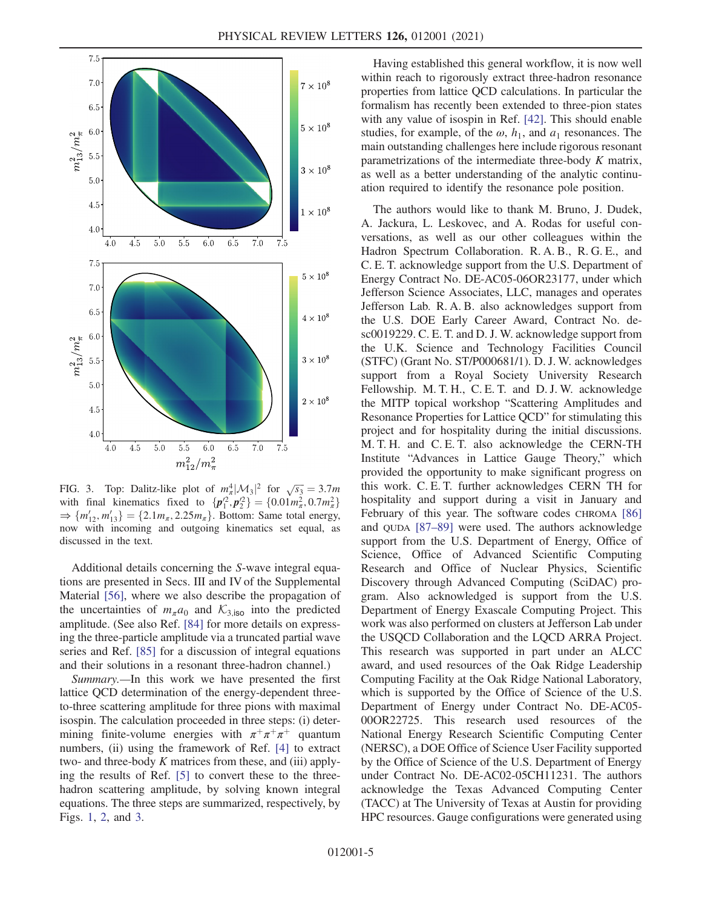FIG. 3. Top: Dalitz-like plot of $m_\pi^4|\mathcal{M}_3|^2$ for $\sqrt{s_3} = 3.7m$ with final kinematics fixed to $\{\boldsymbol{p}_1'^2, \boldsymbol{p}_2'^2\} = \{0.01m_\pi^2, 0.7m_\pi^2\}$ $\Rightarrow \{m_{12}', m_{13}'\} = \{2.1m_\pi, 2.25m_\pi\}$. Bottom: Same total energy, now with incoming and outgoing kinematics set equal, as discussed in the text.

Additional details concerning the $S$-wave integral equations are presented in Secs. III and IV of the Supplemental Material [56], where we also describe the propagation of the uncertainties of $m_\pi a_0$ and $\mathcal{K}_{3,\mathrm{iso}}$ into the predicted amplitude. (See also Ref. [84] for more details on expressing the three-particle amplitude via a truncated partial wave series and Ref. [85] for a discussion of integral equations and their solutions in a resonant three-hadron channel.)

*Summary.*—In this work we have presented the first lattice QCD determination of the energy-dependent three-to-three scattering amplitude for three pions with maximal isospin. The calculation proceeded in three steps: (i) determining finite-volume energies with $\pi^+\pi^+\pi^+$ quantum numbers, (ii) using the framework of Ref. [4] to extract two- and three-body $K$ matrices from these, and (iii) applying the results of Ref. [5] to convert these to the three-hadron scattering amplitude, by solving known integral equations. The three steps are summarized, respectively, by Figs. 1, 2, and 3.

Having established this general workflow, it is now well within reach to rigorously extract three-hadron resonance properties from lattice QCD calculations. In particular the formalism has recently been extended to three-pion states with any value of isospin in Ref. [42]. This should enable studies, for example, of the $\omega$, $h_1$, and $a_1$ resonances. The main outstanding challenges here include rigorous resonant parametrizations of the intermediate three-body $K$ matrix, as well as a better understanding of the analytic continuation required to identify the resonance pole position.

The authors would like to thank M. Bruno, J. Dudek, A. Jackura, L. Leskovec, and A. Rodas for useful conversations, as well as our other colleagues within the Hadron Spectrum Collaboration. R. A. B., R. G. E., and C. E. T. acknowledge support from the U.S. Department of Energy Contract No. DE-AC05-06OR23177, under which Jefferson Science Associates, LLC, manages and operates Jefferson Lab. R. A. B. also acknowledges support from the U.S. DOE Early Career Award, Contract No. de-sc0019229. C. E. T. and D. J. W. acknowledge support from the U.K. Science and Technology Facilities Council (STFC) (Grant No. ST/P000681/1). D. J. W. acknowledges support from a Royal Society University Research Fellowship. M. T. H., C. E. T. and D. J. W. acknowledge the MITP topical workshop "Scattering Amplitudes and Resonance Properties for Lattice QCD" for stimulating this project and for hospitality during the initial discussions. M. T. H. and C. E. T. also acknowledge the CERN-TH Institute "Advances in Lattice Gauge Theory," which provided the opportunity to make significant progress on this work. C. E. T. further acknowledges CERN TH for hospitality and support during a visit in January and February of this year. The software codes CHROMA [86] and QUDA [87–89] were used. The authors acknowledge support from the U.S. Department of Energy, Office of Science, Office of Advanced Scientific Computing Research and Office of Nuclear Physics, Scientific Discovery through Advanced Computing (SciDAC) program. Also acknowledged is support from the U.S. Department of Energy Exascale Computing Project. This work was also performed on clusters at Jefferson Lab under the USQCD Collaboration and the LQCD ARRA Project. This research was supported in part under an ALCC award, and used resources of the Oak Ridge Leadership Computing Facility at the Oak Ridge National Laboratory, which is supported by the Office of Science of the U.S. Department of Energy under Contract No. DE-AC05-00OR22725. This research used resources of the National Energy Research Scientific Computing Center (NERSC), a DOE Office of Science User Facility supported by the Office of Science of the U.S. Department of Energy under Contract No. DE-AC02-05CH11231. The authors acknowledge the Texas Advanced Computing Center (TACC) at The University of Texas at Austin for providing HPC resources. Gauge configurations were generated using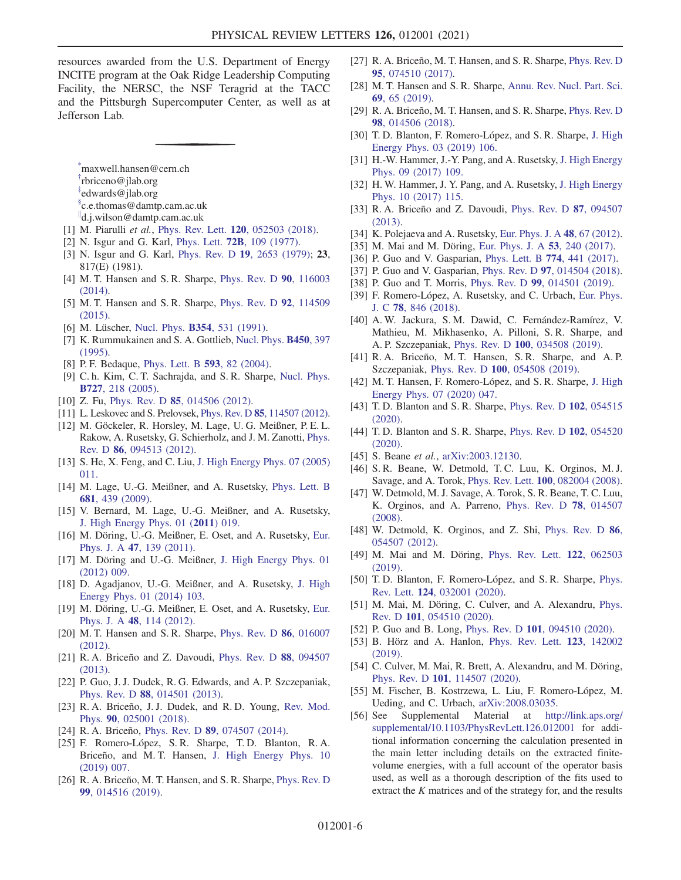resources awarded from the U.S. Department of Energy INCITE program at the Oak Ridge Leadership Computing Facility, the NERSC, the NSF Teragrid at the TACC and the Pittsburgh Supercomputer Center, as well as at Jefferson Lab.

---

[*] maxwell.hansen@cern.ch
[†] rbriceno@jlab.org
[‡] edwards@jlab.org
[§] c.e.thomas@damtp.cam.ac.uk
[∥] d.j.wilson@damtp.cam.ac.uk

[1] M. Piarulli *et al.*, Phys. Rev. Lett. **120**, 052503 (2018).
[2] N. Isgur and G. Karl, Phys. Lett. **72B**, 109 (1977).
[3] N. Isgur and G. Karl, Phys. Rev. D **19**, 2653 (1979); **23**, 817(E) (1981).
[4] M. T. Hansen and S. R. Sharpe, Phys. Rev. D **90**, 116003 (2014).
[5] M. T. Hansen and S. R. Sharpe, Phys. Rev. D **92**, 114509 (2015).
[6] M. Lüscher, Nucl. Phys. **B354**, 531 (1991).
[7] K. Rummukainen and S. A. Gottlieb, Nucl. Phys. **B450**, 397 (1995).
[8] P. F. Bedaque, Phys. Lett. B **593**, 82 (2004).
[9] C. h. Kim, C. T. Sachrajda, and S. R. Sharpe, Nucl. Phys. **B727**, 218 (2005).
[10] Z. Fu, Phys. Rev. D **85**, 014506 (2012).
[11] L. Leskovec and S. Prelovsek, Phys. Rev. D **85**, 114507 (2012).
[12] M. Göckeler, R. Horsley, M. Lage, U. G. Meißner, P. E. L. Rakow, A. Rusetsky, G. Schierholz, and J. M. Zanotti, Phys. Rev. D **86**, 094513 (2012).
[13] S. He, X. Feng, and C. Liu, J. High Energy Phys. 07 (2005) 011.
[14] M. Lage, U.-G. Meißner, and A. Rusetsky, Phys. Lett. B **681**, 439 (2009).
[15] V. Bernard, M. Lage, U.-G. Meißner, and A. Rusetsky, J. High Energy Phys. 01 (**2011**) 019.
[16] M. Döring, U.-G. Meißner, E. Oset, and A. Rusetsky, Eur. Phys. J. A **47**, 139 (2011).
[17] M. Döring and U.-G. Meißner, J. High Energy Phys. 01 (2012) 009.
[18] D. Agadjanov, U.-G. Meißner, and A. Rusetsky, J. High Energy Phys. 01 (2014) 103.
[19] M. Döring, U.-G. Meißner, E. Oset, and A. Rusetsky, Eur. Phys. J. A **48**, 114 (2012).
[20] M. T. Hansen and S. R. Sharpe, Phys. Rev. D **86**, 016007 (2012).
[21] R. A. Briceño and Z. Davoudi, Phys. Rev. D **88**, 094507 (2013).
[22] P. Guo, J. J. Dudek, R. G. Edwards, and A. P. Szczepaniak, Phys. Rev. D **88**, 014501 (2013).
[23] R. A. Briceño, J. J. Dudek, and R. D. Young, Rev. Mod. Phys. **90**, 025001 (2018).
[24] R. A. Briceño, Phys. Rev. D **89**, 074507 (2014).
[25] F. Romero-López, S. R. Sharpe, T. D. Blanton, R. A. Briceño, and M. T. Hansen, J. High Energy Phys. 10 (2019) 007.
[26] R. A. Briceño, M. T. Hansen, and S. R. Sharpe, Phys. Rev. D **99**, 014516 (2019).
[27] R. A. Briceño, M. T. Hansen, and S. R. Sharpe, Phys. Rev. D **95**, 074510 (2017).
[28] M. T. Hansen and S. R. Sharpe, Annu. Rev. Nucl. Part. Sci. **69**, 65 (2019).
[29] R. A. Briceño, M. T. Hansen, and S. R. Sharpe, Phys. Rev. D **98**, 014506 (2018).
[30] T. D. Blanton, F. Romero-López, and S. R. Sharpe, J. High Energy Phys. 03 (2019) 106.
[31] H.-W. Hammer, J.-Y. Pang, and A. Rusetsky, J. High Energy Phys. 09 (2017) 109.
[32] H. W. Hammer, J. Y. Pang, and A. Rusetsky, J. High Energy Phys. 10 (2017) 115.
[33] R. A. Briceño and Z. Davoudi, Phys. Rev. D **87**, 094507 (2013).
[34] K. Polejaeva and A. Rusetsky, Eur. Phys. J. A **48**, 67 (2012).
[35] M. Mai and M. Döring, Eur. Phys. J. A **53**, 240 (2017).
[36] P. Guo and V. Gasparian, Phys. Lett. B **774**, 441 (2017).
[37] P. Guo and V. Gasparian, Phys. Rev. D **97**, 014504 (2018).
[38] P. Guo and T. Morris, Phys. Rev. D **99**, 014501 (2019).
[39] F. Romero-López, A. Rusetsky, and C. Urbach, Eur. Phys. J. C **78**, 846 (2018).
[40] A. W. Jackura, S. M. Dawid, C. Fernández-Ramírez, V. Mathieu, M. Mikhasenko, A. Pilloni, S. R. Sharpe, and A. P. Szczepaniak, Phys. Rev. D **100**, 034508 (2019).
[41] R. A. Briceño, M. T. Hansen, S. R. Sharpe, and A. P. Szczepaniak, Phys. Rev. D **100**, 054508 (2019).
[42] M. T. Hansen, F. Romero-López, and S. R. Sharpe, J. High Energy Phys. 07 (2020) 047.
[43] T. D. Blanton and S. R. Sharpe, Phys. Rev. D **102**, 054515 (2020).
[44] T. D. Blanton and S. R. Sharpe, Phys. Rev. D **102**, 054520 (2020).
[45] S. Beane *et al.*, arXiv:2003.12130.
[46] S. R. Beane, W. Detmold, T. C. Luu, K. Orginos, M. J. Savage, and A. Torok, Phys. Rev. Lett. **100**, 082004 (2008).
[47] W. Detmold, M. J. Savage, A. Torok, S. R. Beane, T. C. Luu, K. Orginos, and A. Parreno, Phys. Rev. D **78**, 014507 (2008).
[48] W. Detmold, K. Orginos, and Z. Shi, Phys. Rev. D **86**, 054507 (2012).
[49] M. Mai and M. Döring, Phys. Rev. Lett. **122**, 062503 (2019).
[50] T. D. Blanton, F. Romero-López, and S. R. Sharpe, Phys. Rev. Lett. **124**, 032001 (2020).
[51] M. Mai, M. Döring, C. Culver, and A. Alexandru, Phys. Rev. D **101**, 054510 (2020).
[52] P. Guo and B. Long, Phys. Rev. D **101**, 094510 (2020).
[53] B. Hörz and A. Hanlon, Phys. Rev. Lett. **123**, 142002 (2019).
[54] C. Culver, M. Mai, R. Brett, A. Alexandru, and M. Döring, Phys. Rev. D **101**, 114507 (2020).
[55] M. Fischer, B. Kostrzewa, L. Liu, F. Romero-López, M. Ueding, and C. Urbach, arXiv:2008.03035.
[56] See Supplemental Material at http://link.aps.org/supplemental/10.1103/PhysRevLett.126.012001 for additional information concerning the calculation presented in the main letter including details on the extracted finite-volume energies, with a full account of the operator basis used, as well as a thorough description of the fits used to extract the $K$ matrices and of the strategy for, and the results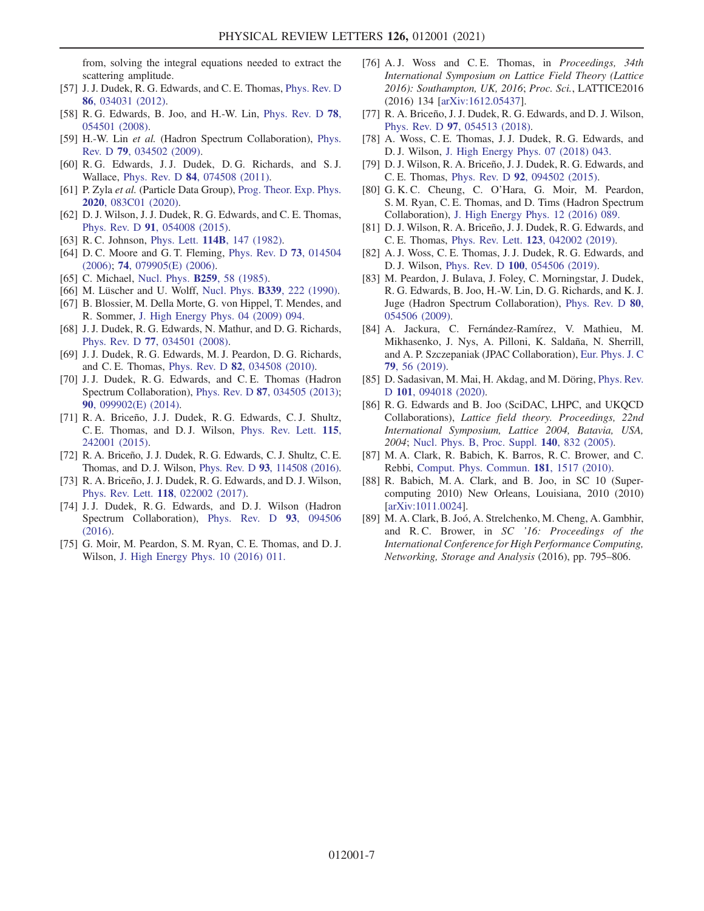from, solving the integral equations needed to extract the scattering amplitude.

[57] J. J. Dudek, R. G. Edwards, and C. E. Thomas, Phys. Rev. D **86**, 034031 (2012).

[58] R. G. Edwards, B. Joo, and H.-W. Lin, Phys. Rev. D **78**, 054501 (2008).

[59] H.-W. Lin *et al.* (Hadron Spectrum Collaboration), Phys. Rev. D **79**, 034502 (2009).

[60] R. G. Edwards, J. J. Dudek, D. G. Richards, and S. J. Wallace, Phys. Rev. D **84**, 074508 (2011).

[61] P. Zyla *et al.* (Particle Data Group), Prog. Theor. Exp. Phys. **2020**, 083C01 (2020).

[62] D. J. Wilson, J. J. Dudek, R. G. Edwards, and C. E. Thomas, Phys. Rev. D **91**, 054008 (2015).

[63] R. C. Johnson, Phys. Lett. **114B**, 147 (1982).

[64] D. C. Moore and G. T. Fleming, Phys. Rev. D **73**, 014504 (2006); **74**, 079905(E) (2006).

[65] C. Michael, Nucl. Phys. **B259**, 58 (1985).

[66] M. Lüscher and U. Wolff, Nucl. Phys. **B339**, 222 (1990).

[67] B. Blossier, M. Della Morte, G. von Hippel, T. Mendes, and R. Sommer, J. High Energy Phys. 04 (2009) 094.

[68] J. J. Dudek, R. G. Edwards, N. Mathur, and D. G. Richards, Phys. Rev. D **77**, 034501 (2008).

[69] J. J. Dudek, R. G. Edwards, M. J. Peardon, D. G. Richards, and C. E. Thomas, Phys. Rev. D **82**, 034508 (2010).

[70] J. J. Dudek, R. G. Edwards, and C. E. Thomas (Hadron Spectrum Collaboration), Phys. Rev. D **87**, 034505 (2013); **90**, 099902(E) (2014).

[71] R. A. Briceño, J. J. Dudek, R. G. Edwards, C. J. Shultz, C. E. Thomas, and D. J. Wilson, Phys. Rev. Lett. **115**, 242001 (2015).

[72] R. A. Briceño, J. J. Dudek, R. G. Edwards, C. J. Shultz, C. E. Thomas, and D. J. Wilson, Phys. Rev. D **93**, 114508 (2016).

[73] R. A. Briceño, J. J. Dudek, R. G. Edwards, and D. J. Wilson, Phys. Rev. Lett. **118**, 022002 (2017).

[74] J. J. Dudek, R. G. Edwards, and D. J. Wilson (Hadron Spectrum Collaboration), Phys. Rev. D **93**, 094506 (2016).

[75] G. Moir, M. Peardon, S. M. Ryan, C. E. Thomas, and D. J. Wilson, J. High Energy Phys. 10 (2016) 011.

[76] A. J. Woss and C. E. Thomas, in *Proceedings, 34th International Symposium on Lattice Field Theory (Lattice 2016): Southampton, UK, 2016*; *Proc. Sci.*, LATTICE2016 (2016) 134 [arXiv:1612.05437].

[77] R. A. Briceño, J. J. Dudek, R. G. Edwards, and D. J. Wilson, Phys. Rev. D **97**, 054513 (2018).

[78] A. Woss, C. E. Thomas, J. J. Dudek, R. G. Edwards, and D. J. Wilson, J. High Energy Phys. 07 (2018) 043.

[79] D. J. Wilson, R. A. Briceño, J. J. Dudek, R. G. Edwards, and C. E. Thomas, Phys. Rev. D **92**, 094502 (2015).

[80] G. K. C. Cheung, C. O'Hara, G. Moir, M. Peardon, S. M. Ryan, C. E. Thomas, and D. Tims (Hadron Spectrum Collaboration), J. High Energy Phys. 12 (2016) 089.

[81] D. J. Wilson, R. A. Briceño, J. J. Dudek, R. G. Edwards, and C. E. Thomas, Phys. Rev. Lett. **123**, 042002 (2019).

[82] A. J. Woss, C. E. Thomas, J. J. Dudek, R. G. Edwards, and D. J. Wilson, Phys. Rev. D **100**, 054506 (2019).

[83] M. Peardon, J. Bulava, J. Foley, C. Morningstar, J. Dudek, R. G. Edwards, B. Joo, H.-W. Lin, D. G. Richards, and K. J. Juge (Hadron Spectrum Collaboration), Phys. Rev. D **80**, 054506 (2009).

[84] A. Jackura, C. Fernández-Ramírez, V. Mathieu, M. Mikhasenko, J. Nys, A. Pilloni, K. Saldaña, N. Sherrill, and A. P. Szczepaniak (JPAC Collaboration), Eur. Phys. J. C **79**, 56 (2019).

[85] D. Sadasivan, M. Mai, H. Akdag, and M. Döring, Phys. Rev. D **101**, 094018 (2020).

[86] R. G. Edwards and B. Joo (SciDAC, LHPC, and UKQCD Collaborations), *Lattice field theory. Proceedings, 22nd International Symposium, Lattice 2004, Batavia, USA, 2004*; Nucl. Phys. B, Proc. Suppl. **140**, 832 (2005).

[87] M. A. Clark, R. Babich, K. Barros, R. C. Brower, and C. Rebbi, Comput. Phys. Commun. **181**, 1517 (2010).

[88] R. Babich, M. A. Clark, and B. Joo, in SC 10 (Supercomputing 2010) New Orleans, Louisiana, 2010 (2010) [arXiv:1011.0024].

[89] M. A. Clark, B. Joó, A. Strelchenko, M. Cheng, A. Gambhir, and R. C. Brower, in *SC '16: Proceedings of the International Conference for High Performance Computing, Networking, Storage and Analysis* (2016), pp. 795–806.